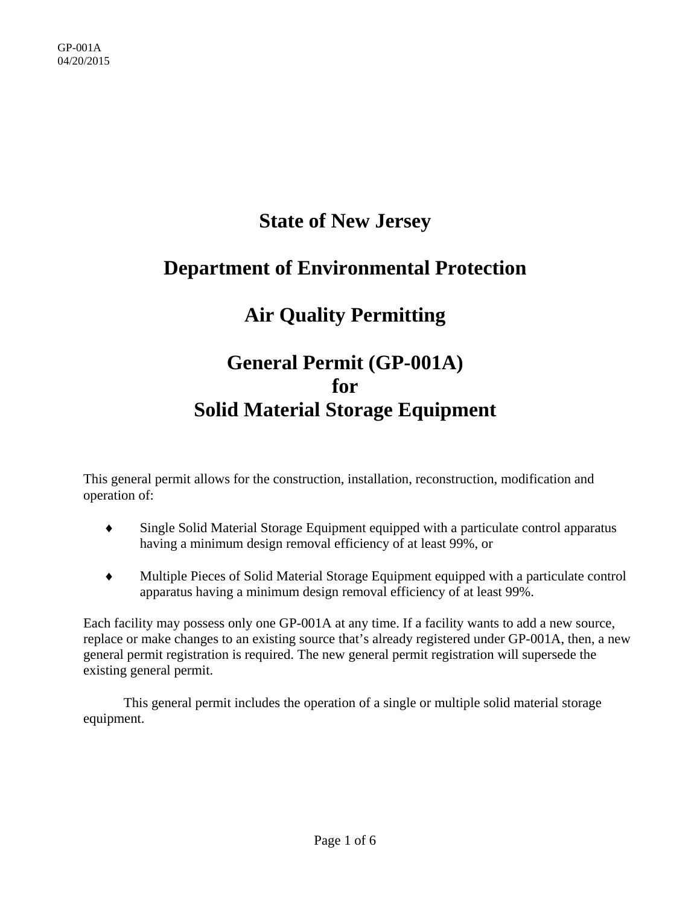GP-001A
04/20/2015

# State of New Jersey

# Department of Environmental Protection

# Air Quality Permitting

# General Permit (GP-001A) for Solid Material Storage Equipment

This general permit allows for the construction, installation, reconstruction, modification and operation of:

- Single Solid Material Storage Equipment equipped with a particulate control apparatus having a minimum design removal efficiency of at least 99%, or
- Multiple Pieces of Solid Material Storage Equipment equipped with a particulate control apparatus having a minimum design removal efficiency of at least 99%.

Each facility may possess only one GP-001A at any time. If a facility wants to add a new source, replace or make changes to an existing source that's already registered under GP-001A, then, a new general permit registration is required. The new general permit registration will supersede the existing general permit.

This general permit includes the operation of a single or multiple solid material storage equipment.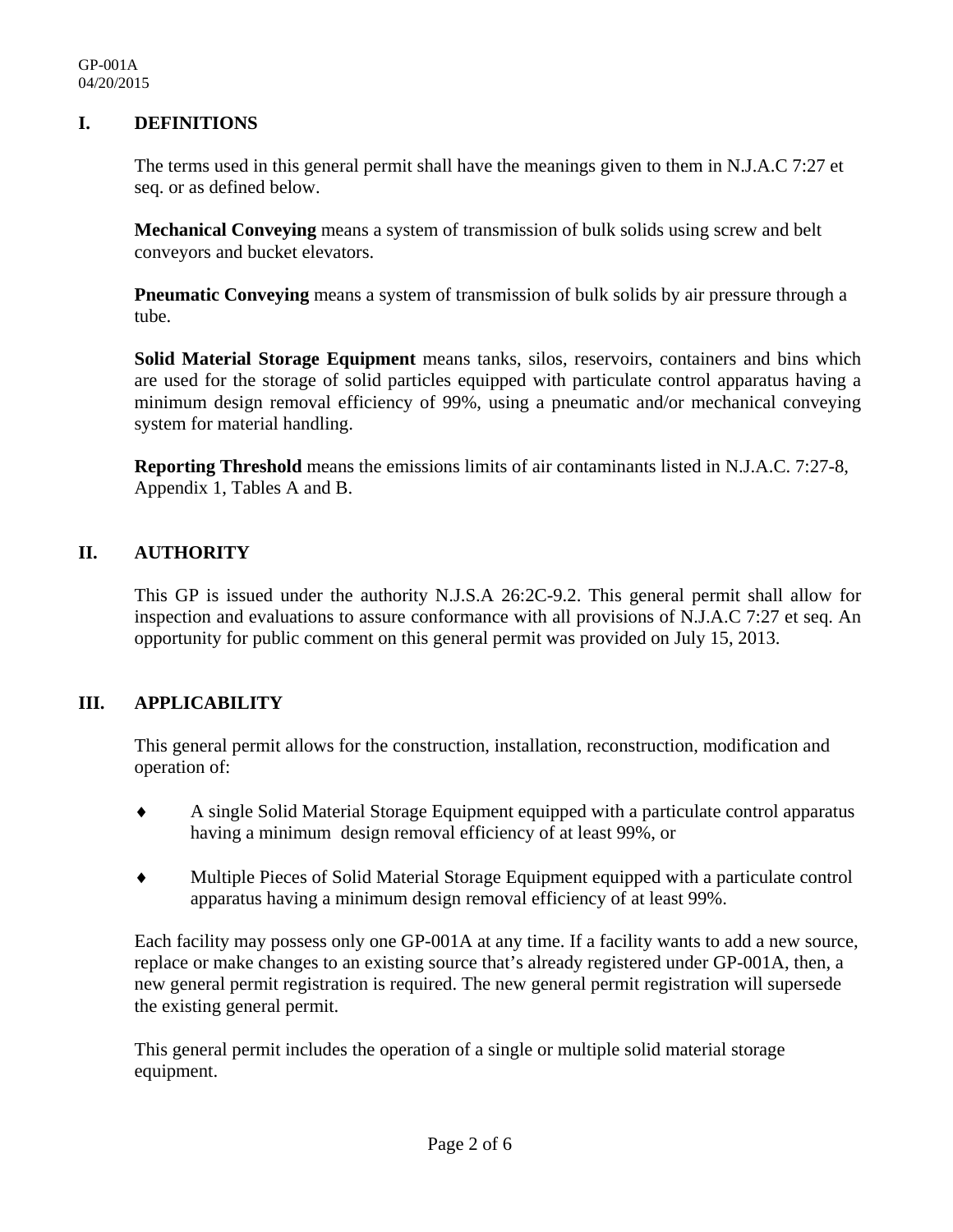## I. DEFINITIONS

The terms used in this general permit shall have the meanings given to them in N.J.A.C 7:27 et seq. or as defined below.

**Mechanical Conveying** means a system of transmission of bulk solids using screw and belt conveyors and bucket elevators.

**Pneumatic Conveying** means a system of transmission of bulk solids by air pressure through a tube.

**Solid Material Storage Equipment** means tanks, silos, reservoirs, containers and bins which are used for the storage of solid particles equipped with particulate control apparatus having a minimum design removal efficiency of 99%, using a pneumatic and/or mechanical conveying system for material handling.

**Reporting Threshold** means the emissions limits of air contaminants listed in N.J.A.C. 7:27-8, Appendix 1, Tables A and B.

## II. AUTHORITY

This GP is issued under the authority N.J.S.A 26:2C-9.2. This general permit shall allow for inspection and evaluations to assure conformance with all provisions of N.J.A.C 7:27 et seq. An opportunity for public comment on this general permit was provided on July 15, 2013.

## III. APPLICABILITY

This general permit allows for the construction, installation, reconstruction, modification and operation of:

- A single Solid Material Storage Equipment equipped with a particulate control apparatus having a minimum design removal efficiency of at least 99%, or
- Multiple Pieces of Solid Material Storage Equipment equipped with a particulate control apparatus having a minimum design removal efficiency of at least 99%.

Each facility may possess only one GP-001A at any time. If a facility wants to add a new source, replace or make changes to an existing source that's already registered under GP-001A, then, a new general permit registration is required. The new general permit registration will supersede the existing general permit.

This general permit includes the operation of a single or multiple solid material storage equipment.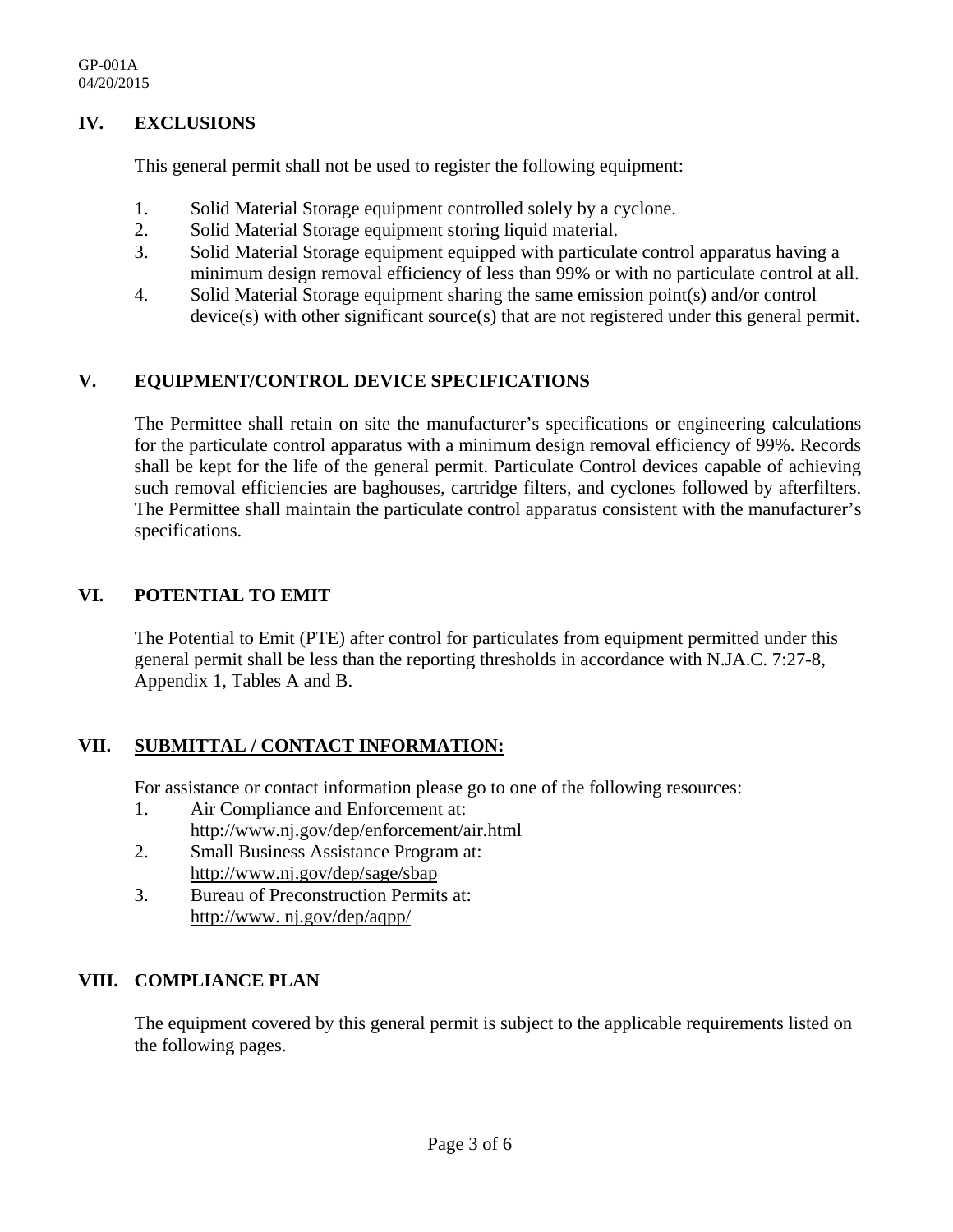## IV. EXCLUSIONS

This general permit shall not be used to register the following equipment:

1. Solid Material Storage equipment controlled solely by a cyclone.
2. Solid Material Storage equipment storing liquid material.
3. Solid Material Storage equipment equipped with particulate control apparatus having a minimum design removal efficiency of less than 99% or with no particulate control at all.
4. Solid Material Storage equipment sharing the same emission point(s) and/or control device(s) with other significant source(s) that are not registered under this general permit.

## V. EQUIPMENT/CONTROL DEVICE SPECIFICATIONS

The Permittee shall retain on site the manufacturer's specifications or engineering calculations for the particulate control apparatus with a minimum design removal efficiency of 99%. Records shall be kept for the life of the general permit. Particulate Control devices capable of achieving such removal efficiencies are baghouses, cartridge filters, and cyclones followed by afterfilters. The Permittee shall maintain the particulate control apparatus consistent with the manufacturer's specifications.

## VI. POTENTIAL TO EMIT

The Potential to Emit (PTE) after control for particulates from equipment permitted under this general permit shall be less than the reporting thresholds in accordance with N.JA.C. 7:27-8, Appendix 1, Tables A and B.

## VII. SUBMITTAL / CONTACT INFORMATION:

For assistance or contact information please go to one of the following resources:

1. Air Compliance and Enforcement at:
   http://www.nj.gov/dep/enforcement/air.html
2. Small Business Assistance Program at:
   http://www.nj.gov/dep/sage/sbap
3. Bureau of Preconstruction Permits at:
   http://www. nj.gov/dep/aqpp/

## VIII. COMPLIANCE PLAN

The equipment covered by this general permit is subject to the applicable requirements listed on the following pages.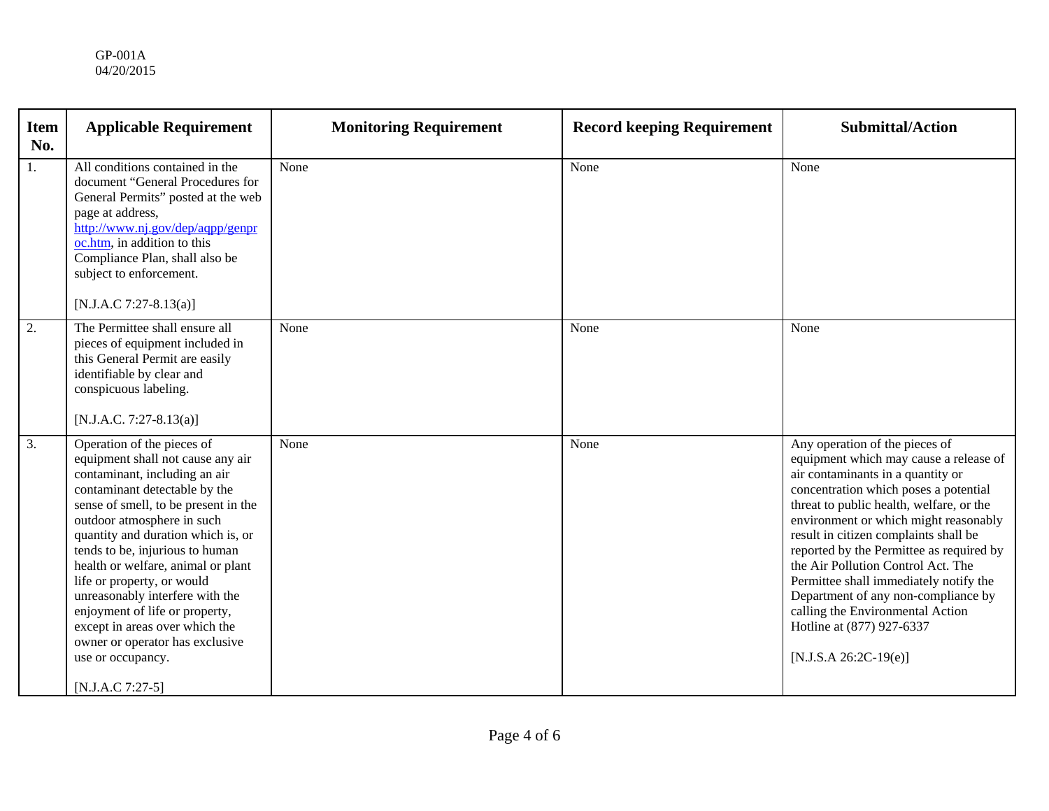| Item No. | Applicable Requirement | Monitoring Requirement | Record keeping Requirement | Submittal/Action |
| --- | --- | --- | --- | --- |
| 1. | All conditions contained in the document "General Procedures for General Permits" posted at the web page at address, http://www.nj.gov/dep/aqpp/genproc.htm, in addition to this Compliance Plan, shall also be subject to enforcement.<br><br>[N.J.A.C 7:27-8.13(a)] | None | None | None |
| 2. | The Permittee shall ensure all pieces of equipment included in this General Permit are easily identifiable by clear and conspicuous labeling.<br><br>[N.J.A.C. 7:27-8.13(a)] | None | None | None |
| 3. | Operation of the pieces of equipment shall not cause any air contaminant, including an air contaminant detectable by the sense of smell, to be present in the outdoor atmosphere in such quantity and duration which is, or tends to be, injurious to human health or welfare, animal or plant life or property, or would unreasonably interfere with the enjoyment of life or property, except in areas over which the owner or operator has exclusive use or occupancy.<br><br>[N.J.A.C 7:27-5] | None | None | Any operation of the pieces of equipment which may cause a release of air contaminants in a quantity or concentration which poses a potential threat to public health, welfare, or the environment or which might reasonably result in citizen complaints shall be reported by the Permittee as required by the Air Pollution Control Act. The Permittee shall immediately notify the Department of any non-compliance by calling the Environmental Action Hotline at (877) 927-6337<br><br>[N.J.S.A 26:2C-19(e)] |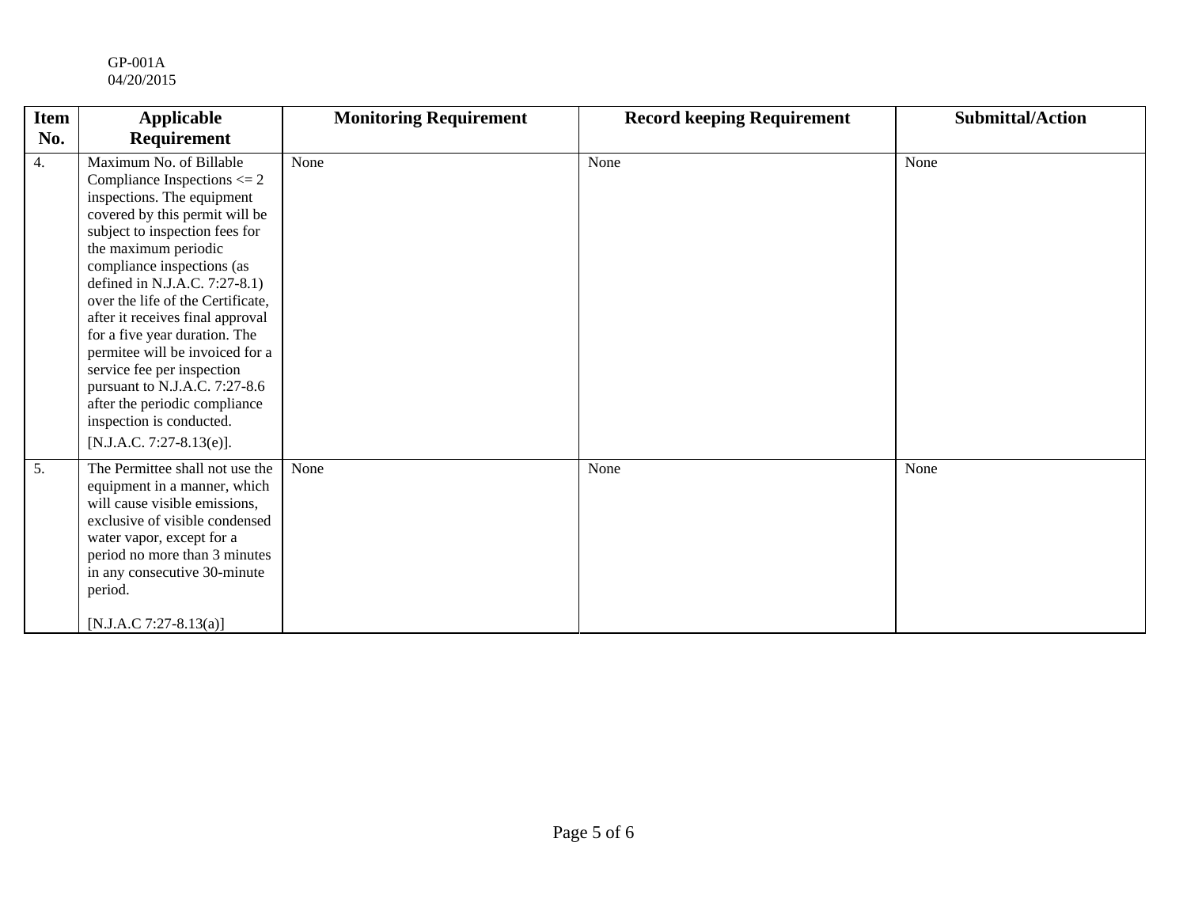| Item No. | Applicable Requirement | Monitoring Requirement | Record keeping Requirement | Submittal/Action |
|---|---|---|---|---|
| 4. | Maximum No. of Billable Compliance Inspections <= 2 inspections. The equipment covered by this permit will be subject to inspection fees for the maximum periodic compliance inspections (as defined in N.J.A.C. 7:27-8.1) over the life of the Certificate, after it receives final approval for a five year duration. The permitee will be invoiced for a service fee per inspection pursuant to N.J.A.C. 7:27-8.6 after the periodic compliance inspection is conducted. [N.J.A.C. 7:27-8.13(e)]. | None | None | None |
| 5. | The Permittee shall not use the equipment in a manner, which will cause visible emissions, exclusive of visible condensed water vapor, except for a period no more than 3 minutes in any consecutive 30-minute period. [N.J.A.C 7:27-8.13(a)] | None | None | None |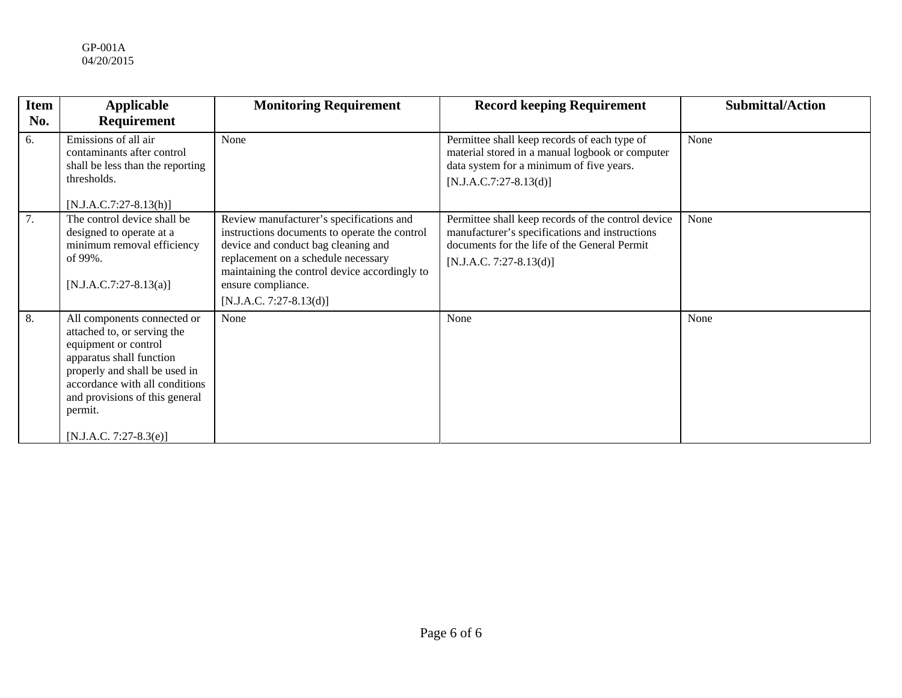| Item No. | Applicable Requirement | Monitoring Requirement | Record keeping Requirement | Submittal/Action |
|---|---|---|---|---|
| 6. | Emissions of all air contaminants after control shall be less than the reporting thresholds. [N.J.A.C.7:27-8.13(h)] | None | Permittee shall keep records of each type of material stored in a manual logbook or computer data system for a minimum of five years. [N.J.A.C.7:27-8.13(d)] | None |
| 7. | The control device shall be designed to operate at a minimum removal efficiency of 99%. [N.J.A.C.7:27-8.13(a)] | Review manufacturer's specifications and instructions documents to operate the control device and conduct bag cleaning and replacement on a schedule necessary maintaining the control device accordingly to ensure compliance. [N.J.A.C. 7:27-8.13(d)] | Permittee shall keep records of the control device manufacturer's specifications and instructions documents for the life of the General Permit [N.J.A.C. 7:27-8.13(d)] | None |
| 8. | All components connected or attached to, or serving the equipment or control apparatus shall function properly and shall be used in accordance with all conditions and provisions of this general permit. [N.J.A.C. 7:27-8.3(e)] | None | None | None |